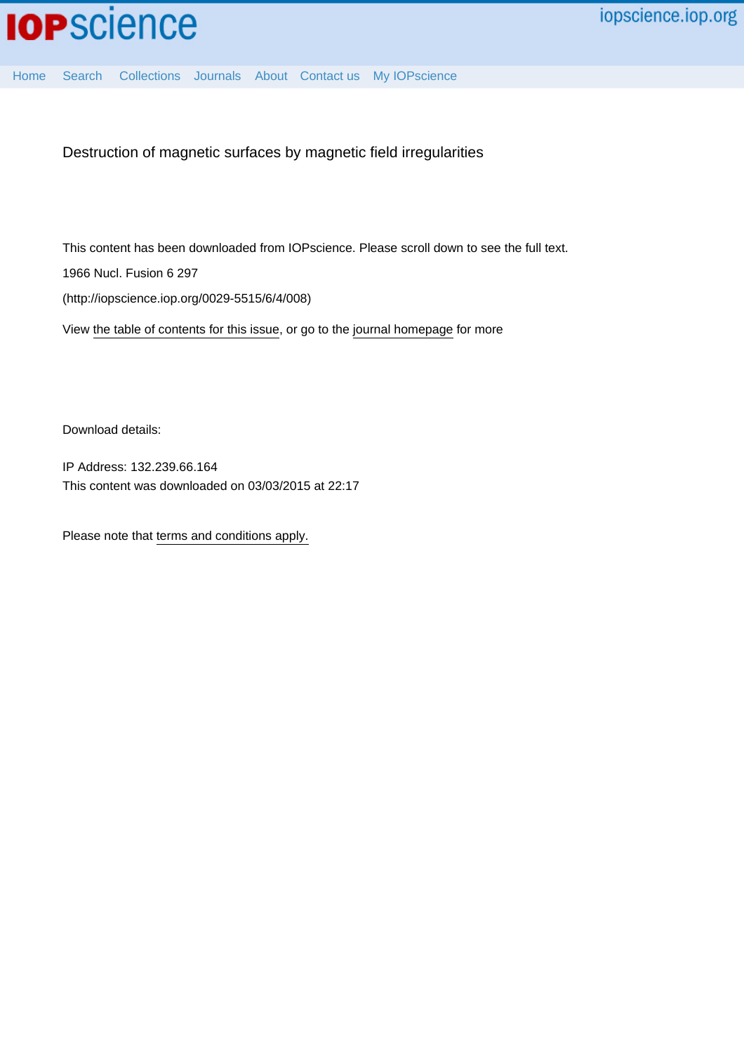# Destruction of magnetic surfaces by magnetic field irregularities

This content has been downloaded from IOPscience. Please scroll down to see the full text.

1966 Nucl. Fusion 6 297

(http://iopscience.iop.org/0029-5515/6/4/008)

View the table of contents for this issue, or go to the journal homepage for more

Download details:

IP Address: 132.239.66.164

This content was downloaded on 03/03/2015 at 22:17

Please note that terms and conditions apply.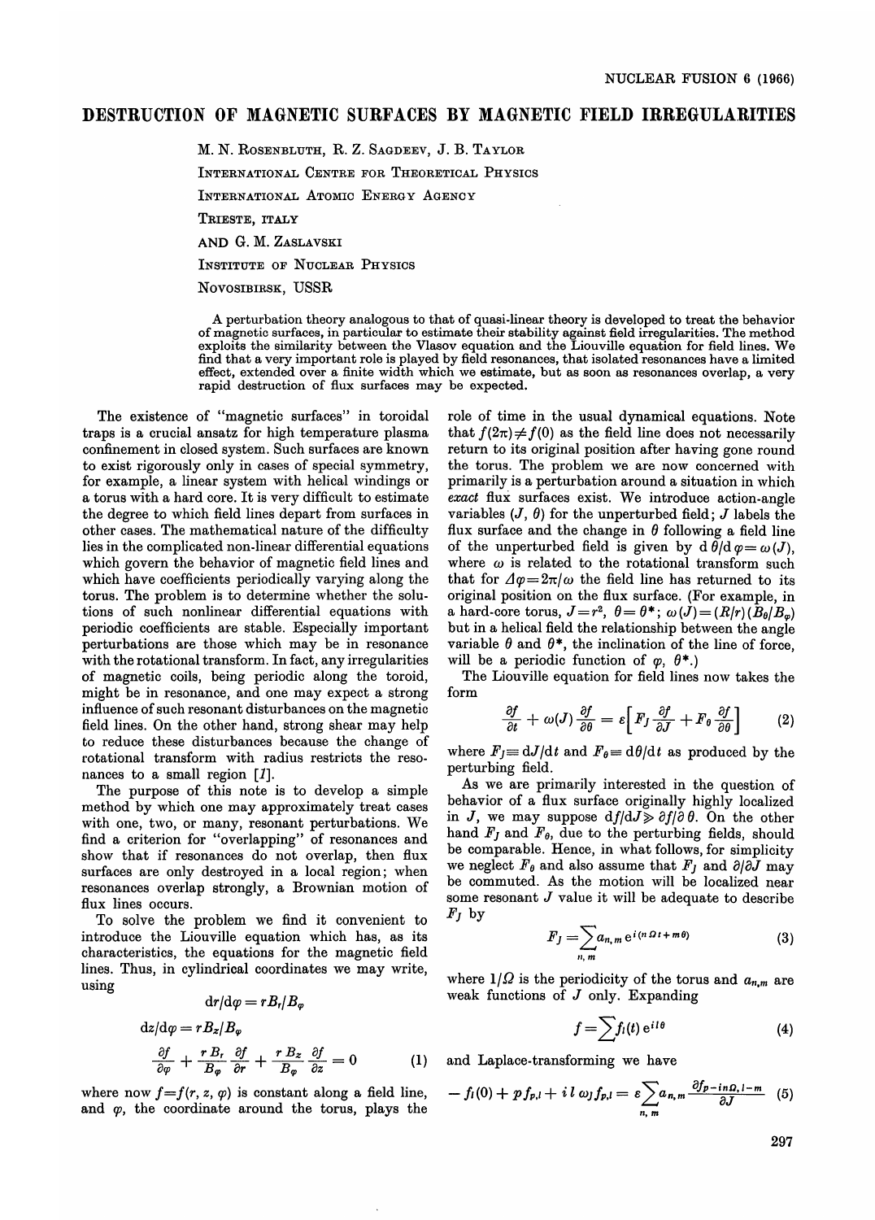# DESTRUCTION OF MAGNETIC SURFACES BY MAGNETIC FIELD IRREGULARITIES

M. N. ROSENBLUTH, R. Z. SAGDEEV, J. B. TAYLOR

INTERNATIONAL CENTRE FOR THEORETICAL PHYSICS

INTERNATIONAL ATOMIC ENERGY AGENCY

TRIESTE, ITALY

AND G. M. ZASLAVSKI

INSTITUTE OF NUCLEAR PHYSICS

NOVOSIBIRSK, USSR

A perturbation theory analogous to that of quasi-linear theory is developed to treat the behavior of magnetic surfaces, in particular to estimate their stability against field irregularities. The method exploits the similarity between the Vlasov equation and the Liouville equation for field lines. We find that a very important role is played by field resonances, that isolated resonances have a limited effect, extended over a finite width which we estimate, but as soon as resonances overlap, a very rapid destruction of flux surfaces may be expected.

The existence of "magnetic surfaces" in toroidal traps is a crucial ansatz for high temperature plasma confinement in closed system. Such surfaces are known to exist rigorously only in cases of special symmetry, for example, a linear system with helical windings or a torus with a hard core. It is very difficult to estimate the degree to which field lines depart from surfaces in other cases. The mathematical nature of the difficulty lies in the complicated non-linear differential equations which govern the behavior of magnetic field lines and which have coefficients periodically varying along the torus. The problem is to determine whether the solutions of such nonlinear differential equations with periodic coefficients are stable. Especially important perturbations are those which may be in resonance with the rotational transform. In fact, any irregularities of magnetic coils, being periodic along the toroid, might be in resonance, and one may expect a strong influence of such resonant disturbances on the magnetic field lines. On the other hand, strong shear may help to reduce these disturbances because the change of rotational transform with radius restricts the resonances to a small region [1].

The purpose of this note is to develop a simple method by which one may approximately treat cases with one, two, or many, resonant perturbations. We find a criterion for "overlapping" of resonances and show that if resonances do not overlap, then flux surfaces are only destroyed in a local region; when resonances overlap strongly, a Brownian motion of flux lines occurs.

To solve the problem we find it convenient to introduce the Liouville equation which has, as its characteristics, the equations for the magnetic field lines. Thus, in cylindrical coordinates we may write, using

$$\mathrm{d}r/\mathrm{d}\varphi = rB_r/B_\varphi$$

$$\mathrm{d}z/\mathrm{d}\varphi = rB_z/B_\varphi$$

$$\frac{\partial f}{\partial \varphi} + \frac{rB_r}{B_\varphi}\frac{\partial f}{\partial r} + \frac{rB_z}{B_\varphi}\frac{\partial f}{\partial z} = 0 \tag{1}$$

where now $f = f(r, z, \varphi)$ is constant along a field line, and $\varphi$, the coordinate around the torus, plays the role of time in the usual dynamical equations. Note that $f(2\pi) \neq f(0)$ as the field line does not necessarily return to its original position after having gone round the torus. The problem we are now concerned with primarily is a perturbation around a situation in which *exact* flux surfaces exist. We introduce action-angle variables $(J, \theta)$ for the unperturbed field; $J$ labels the flux surface and the change in $\theta$ following a field line of the unperturbed field is given by $\mathrm{d}\theta/\mathrm{d}\varphi = \omega(J)$, where $\omega$ is related to the rotational transform such that for $\Delta\varphi = 2\pi/\omega$ the field line has returned to its original position on the flux surface. (For example, in a hard-core torus, $J = r^2$, $\theta = \theta^*$; $\omega(J) = (R/r)(B_\theta/B_\varphi)$ but in a helical field the relationship between the angle variable $\theta$ and $\theta^*$, the inclination of the line of force, will be a periodic function of $\varphi$, $\theta^*$.)

The Liouville equation for field lines now takes the form

$$\frac{\partial f}{\partial t} + \omega(J)\frac{\partial f}{\partial \theta} = \varepsilon\left[F_J\frac{\partial f}{\partial J} + F_\theta\frac{\partial f}{\partial \theta}\right] \tag{2}$$

where $F_J \equiv \mathrm{d}J/\mathrm{d}t$ and $F_\theta \equiv \mathrm{d}\theta/\mathrm{d}t$ as produced by the perturbing field.

As we are primarily interested in the question of behavior of a flux surface originally highly localized in $J$, we may suppose $\mathrm{d}f/\mathrm{d}J \gg \partial f/\partial\theta$. On the other hand $F_J$ and $F_\theta$, due to the perturbing fields, should be comparable. Hence, in what follows, for simplicity we neglect $F_\theta$ and also assume that $F_J$ and $\partial/\partial J$ may be commuted. As the motion will be localized near some resonant $J$ value it will be adequate to describe $F_J$ by

$$F_J = \sum_{n,m} a_{n,m}\,\mathrm{e}^{i(n\Omega t + m\theta)} \tag{3}$$

where $1/\Omega$ is the periodicity of the torus and $a_{n,m}$ are weak functions of $J$ only. Expanding

$$f = \sum f_l(t)\,\mathrm{e}^{il\theta} \tag{4}$$

and Laplace-transforming we have

$$-f_l(0) + p f_{p,l} + i\,l\,\omega_J f_{p,l} = \varepsilon\sum_{n,m} a_{n,m}\frac{\partial f_{p-in\Omega,\,l-m}}{\partial J} \tag{5}$$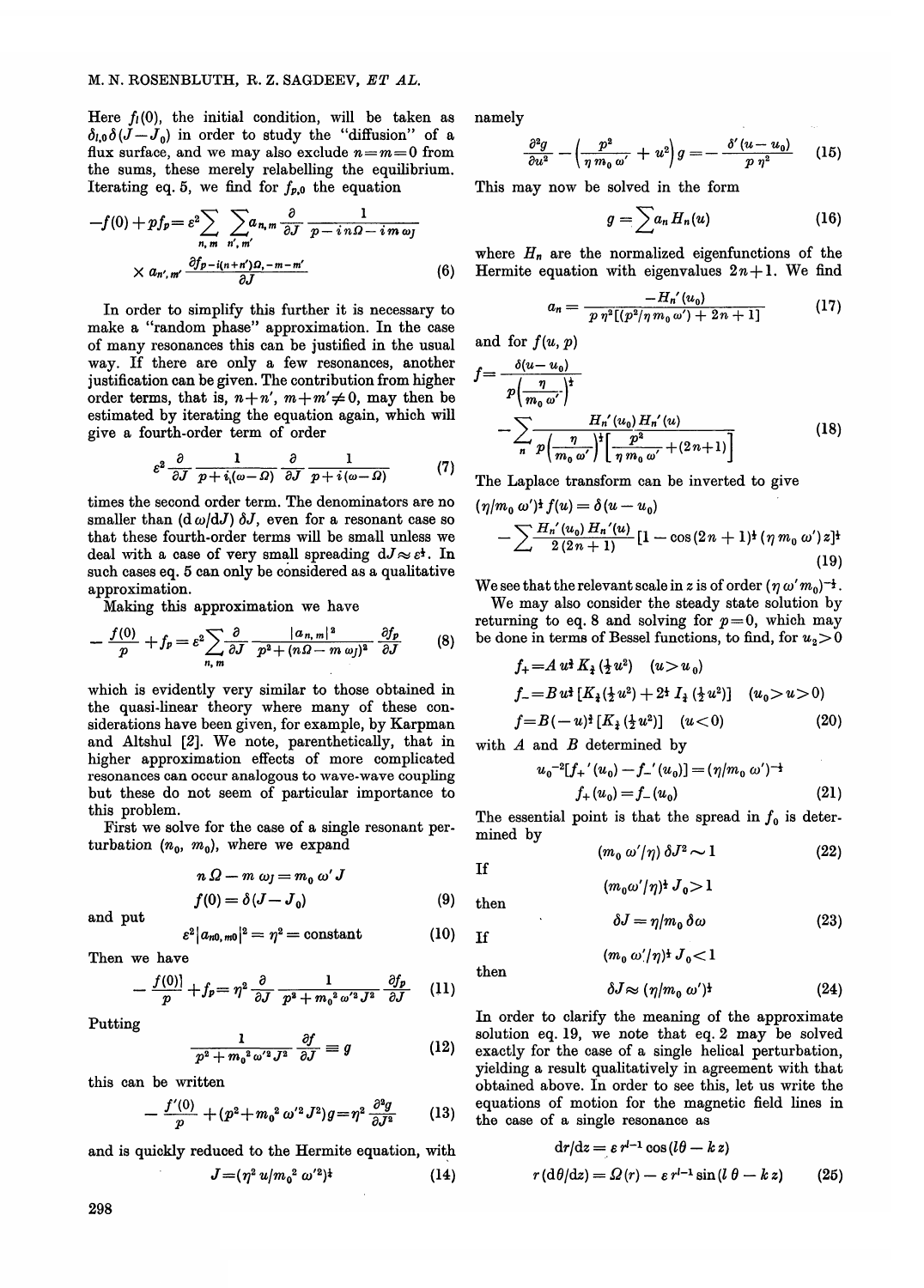Here $f_l(0)$, the initial condition, will be taken as $\delta_{l,0}\delta(J-J_0)$ in order to study the "diffusion" of a flux surface, and we may also exclude $n=m=0$ from the sums, these merely relabelling the equilibrium. Iterating eq. 5, we find for $f_{p,0}$ the equation

$$-f(0)+pf_p=\varepsilon^2\sum_{n,m}\sum_{n',m'}a_{n,m}\frac{\partial}{\partial J}\frac{1}{p-in\Omega-im\omega_J}\times a_{n',m'}\frac{\partial f_{p-i(n+n')\Omega,-m-m'}}{\partial J} \quad (6)$$

In order to simplify this further it is necessary to make a "random phase" approximation. In the case of many resonances this can be justified in the usual way. If there are only a few resonances, another justification can be given. The contribution from higher order terms, that is, $n+n'$, $m+m'\neq 0$, may then be estimated by iterating the equation again, which will give a fourth-order term of order

$$\varepsilon^2\frac{\partial}{\partial J}\frac{1}{p+i(\omega-\Omega)}\frac{\partial}{\partial J}\frac{1}{p+i(\omega-\Omega)} \quad (7)$$

times the second order term. The denominators are no smaller than $(\mathrm{d}\omega/\mathrm{d}J)\,\delta J$, even for a resonant case so that these fourth-order terms will be small unless we deal with a case of very small spreading $\mathrm{d}J\approx\varepsilon^{\frac{1}{2}}$. In such cases eq. 5 can only be considered as a qualitative approximation.

Making this approximation we have

$$-\frac{f(0)}{p}+f_p=\varepsilon^2\sum_{n,m}\frac{\partial}{\partial J}\frac{|a_{n,m}|^2}{p^2+(n\Omega-m\,\omega_J)^2}\frac{\partial f_p}{\partial J} \quad (8)$$

which is evidently very similar to those obtained in the quasi-linear theory where many of these considerations have been given, for example, by Karpman and Altshul [2]. We note, parenthetically, that in higher approximation effects of more complicated resonances can occur analogous to wave-wave coupling but these do not seem of particular importance to this problem.

First we solve for the case of a single resonant perturbation $(n_0, m_0)$, where we expand

$$n\,\Omega-m\,\omega_J=m_0\,\omega'J$$

$$f(0)=\delta(J-J_0) \quad (9)$$

and put

$$\varepsilon^2|a_{n0,m0}|^2=\eta^2=\text{constant} \quad (10)$$

Then we have

$$-\frac{f(0)}{p}+f_p=\eta^2\frac{\partial}{\partial J}\frac{1}{p^2+m_0^2\,\omega'^2J^2}\frac{\partial f_p}{\partial J} \quad (11)$$

Putting

$$\frac{1}{p^2+m_0^2\,\omega'^2J^2}\frac{\partial f}{\partial J}\equiv g \quad (12)$$

this can be written

$$-\frac{f'(0)}{p}+(p^2+m_0^2\,\omega'^2J^2)g=\eta^2\frac{\partial^2 g}{\partial J^2} \quad (13)$$

and is quickly reduced to the Hermite equation, with

$$J=(\eta^2\,u/m_0^2\,\omega'^2)^{\frac{1}{2}} \quad (14)$$

namely

$$\frac{\partial^2 g}{\partial u^2}-\left(\frac{p^2}{\eta\,m_0\,\omega'}+u^2\right)g=-\frac{\delta'(u-u_0)}{p\,\eta^2} \quad (15)$$

This may now be solved in the form

$$g=\sum a_n\,H_n(u) \quad (16)$$

where $H_n$ are the normalized eigenfunctions of the Hermite equation with eigenvalues $2n+1$. We find

$$a_n=\frac{-H_n'(u_0)}{p\,\eta^2[(p^2/\eta\,m_0\,\omega')+2n+1]} \quad (17)$$

and for $f(u, p)$

$$f=\frac{\delta(u-u_0)}{p\left(\frac{\eta}{m_0\,\omega'}\right)^{\frac{1}{2}}}-\sum_n\frac{H_n'(u_0)\,H_n'(u)}{p\left(\frac{\eta}{m_0\,\omega'}\right)^{\frac{1}{2}}\left[\frac{p^2}{\eta\,m_0\,\omega'}+(2n+1)\right]} \quad (18)$$

The Laplace transform can be inverted to give

$$(\eta/m_0\,\omega')^{\frac{1}{2}}f(u)=\delta(u-u_0)-\sum\frac{H_n'(u_0)\,H_n'(u)}{2\,(2n+1)}[1-\cos{(2n+1)^{\frac{1}{2}}}(\eta\,m_0\,\omega')\,z]^{\frac{1}{2}} \quad (19)$$

We see that the relevant scale in $z$ is of order $(\eta\,\omega' m_0)^{-\frac{1}{2}}$.

We may also consider the steady state solution by returning to eq. 8 and solving for $p=0$, which may be done in terms of Bessel functions, to find, for $u_2>0$

$$f_+=A\,u^{\frac{1}{2}}\,K_{\frac{1}{4}}(\tfrac{1}{2}u^2)\quad(u>u_0)$$

$$f_-=B\,u^{\frac{1}{2}}\,[K_{\frac{1}{4}}(\tfrac{1}{2}u^2)+2^{\frac{1}{2}}\,I_{\frac{1}{4}}(\tfrac{1}{2}u^2)]\quad(u_0>u>0)$$

$$f=B(-u)^{\frac{1}{2}}\,[K_{\frac{1}{4}}(\tfrac{1}{2}u^2)]\quad(u<0) \quad (20)$$

with $A$ and $B$ determined by

$$u_0^{-2}[f_+'(u_0)-f_-'(u_0)]=(\eta/m_0\,\omega')^{-\frac{1}{2}}$$

$$f_+(u_0)=f_-(u_0) \quad (21)$$

The essential point is that the spread in $f_0$ is determined by

$$(m_0\,\omega'/\eta)\,\delta J^2\sim 1 \quad (22)$$

If

$$(m_0\omega'/\eta)^{\frac{1}{2}}\,J_0>1$$

then

$$\delta J=\eta/m_0\,\delta\omega \quad (23)$$

If

$$(m_0\,\omega'/\eta)^{\frac{1}{2}}\,J_0<1$$

then

$$\delta J\approx(\eta/m_0\,\omega')^{\frac{1}{2}} \quad (24)$$

In order to clarify the meaning of the approximate solution eq. 19, we note that eq. 2 may be solved exactly for the case of a single helical perturbation, yielding a result qualitatively in agreement with that obtained above. In order to see this, let us write the equations of motion for the magnetic field lines in the case of a single resonance as

$$\mathrm{d}r/\mathrm{d}z=\varepsilon\,r^{l-1}\cos{(l\theta-k\,z)}$$

$$r\,(\mathrm{d}\theta/\mathrm{d}z)=\Omega(r)-\varepsilon\,r^{l-1}\sin{(l\,\theta-k\,z)} \quad (25)$$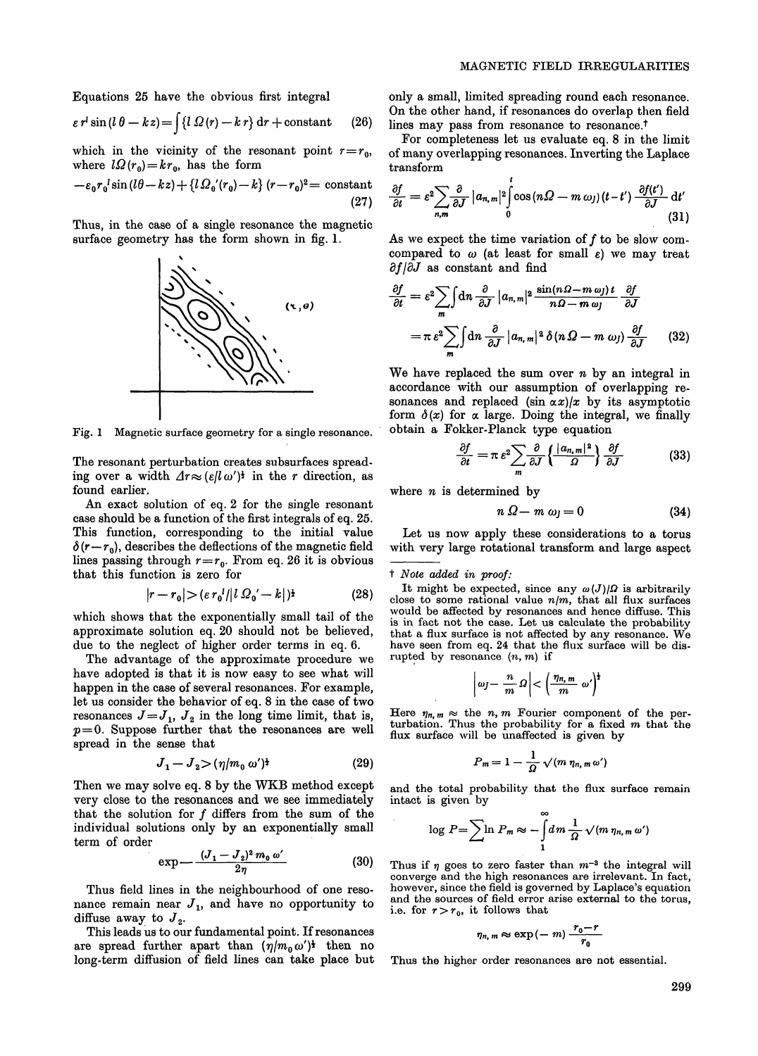Equations 25 have the obvious first integral

$$\varepsilon r^l \sin(l\theta - kz) = \int \{l\,\Omega(r) - k\,r\}\,\mathrm{d}r + \text{constant} \qquad (26)$$

which in the vicinity of the resonant point $r = r_0$, where $l\Omega(r_0) = kr_0$, has the form

$$-\varepsilon_0 r_0{}^l \sin(l\theta - kz) + \{l\,\Omega_0'(r_0) - k\}\,(r - r_0)^2 = \text{constant} \qquad (27)$$

Thus, in the case of a single resonance the magnetic surface geometry has the form shown in fig. 1.

Fig. 1 Magnetic surface geometry for a single resonance.

The resonant perturbation creates subsurfaces spreading over a width $\Delta r \approx (\varepsilon/l\,\omega')^{\frac{1}{2}}$ in the $r$ direction, as found earlier.

An exact solution of eq. 2 for the single resonant case should be a function of the first integrals of eq. 25. This function, corresponding to the initial value $\delta(r - r_0)$, describes the deflections of the magnetic field lines passing through $r = r_0$. From eq. 26 it is obvious that this function is zero for

$$|r - r_0| > (\varepsilon\, r_0{}^l / |l\,\Omega_0' - k|)^{\frac{1}{2}} \qquad (28)$$

which shows that the exponentially small tail of the approximate solution eq. 20 should not be believed, due to the neglect of higher order terms in eq. 6.

The advantage of the approximate procedure we have adopted is that it is now easy to see what will happen in the case of several resonances. For example, let us consider the behavior of eq. 8 in the case of two resonances $J = J_1$, $J_2$ in the long time limit, that is, $p = 0$. Suppose further that the resonances are well spread in the sense that

$$J_1 - J_2 > (\eta/m_0\,\omega')^{\frac{1}{2}} \qquad (29)$$

Then we may solve eq. 8 by the WKB method except very close to the resonances and we see immediately that the solution for $f$ differs from the sum of the individual solutions only by an exponentially small term of order

$$\exp - \frac{(J_1 - J_2)^2\, m_0\, \omega'}{2\eta} \qquad (30)$$

Thus field lines in the neighbourhood of one resonance remain near $J_1$, and have no opportunity to diffuse away to $J_2$.

This leads us to our fundamental point. If resonances are spread further apart than $(\eta/m_0\,\omega')^{\frac{1}{2}}$ then no long-term diffusion of field lines can take place but only a small, limited spreading round each resonance. On the other hand, if resonances do overlap then field lines may pass from resonance to resonance.†

For completeness let us evaluate eq. 8 in the limit of many overlapping resonances. Inverting the Laplace transform

$$\frac{\partial f}{\partial t} = \varepsilon^2 \sum_{n,m} \frac{\partial}{\partial J}\,|a_{n,m}|^2 \int_0^t \cos(n\Omega - m\,\omega_J)(t - t')\,\frac{\partial f(t')}{\partial J}\,\mathrm{d}t' \qquad (31)$$

As we expect the time variation of $f$ to be slow compared to $\omega$ (at least for small $\varepsilon$) we may treat $\partial f/\partial J$ as constant and find

$$\begin{aligned}\frac{\partial f}{\partial t} &= \varepsilon^2 \sum_m \int \mathrm{d}n\, \frac{\partial}{\partial J}\,|a_{n,m}|^2\,\frac{\sin(n\Omega - m\,\omega_J)\,t}{n\Omega - m\,\omega_J}\,\frac{\partial f}{\partial J} \\ &= \pi\,\varepsilon^2 \sum_m \int \mathrm{d}n\, \frac{\partial}{\partial J}\,|a_{n,m}|^2\,\delta(n\,\Omega - m\,\omega_J)\,\frac{\partial f}{\partial J}\end{aligned} \qquad (32)$$

We have replaced the sum over $n$ by an integral in accordance with our assumption of overlapping resonances and replaced $(\sin \alpha x)/x$ by its asymptotic form $\delta(x)$ for $\alpha$ large. Doing the integral, we finally obtain a Fokker-Planck type equation

$$\frac{\partial f}{\partial t} = \pi\,\varepsilon^2 \sum_m \frac{\partial}{\partial J}\left\{\frac{|a_{n,m}|^2}{\Omega}\right\}\frac{\partial f}{\partial J} \qquad (33)$$

where $n$ is determined by

$$n\,\Omega - m\,\omega_J = 0 \qquad (34)$$

Let us now apply these considerations to a torus with very large rotational transform and large aspect

---

† *Note added in proof:*

It might be expected, since any $\omega(J)/\Omega$ is arbitrarily close to some rational value $n/m$, that all flux surfaces would be affected by resonances and hence diffuse. This is in fact not the case. Let us calculate the probability that a flux surface is not affected by any resonance. We have seen from eq. 24 that the flux surface will be disrupted by resonance $(n, m)$ if

$$\left|\omega_J - \frac{n}{m}\,\Omega\right| < \left(\frac{\eta_{n,m}}{m}\,\omega'\right)^{\frac{1}{2}}$$

Here $\eta_{n,m} \approx$ the $n, m$ Fourier component of the perturbation. Thus the probability for a fixed $m$ that the flux surface will be unaffected is given by

$$P_m = 1 - \frac{1}{\Omega}\sqrt{(m\,\eta_{n,m}\,\omega')}$$

and the total probability that the flux surface remain intact is given by

$$\log P = \sum \ln P_m \approx -\int_1^\infty \mathrm{d}m\,\frac{1}{\Omega}\sqrt{(m\,\eta_{n,m}\,\omega')}$$

Thus if $\eta$ goes to zero faster than $m^{-3}$ the integral will converge and the high resonances are irrelevant. In fact, however, since the field is governed by Laplace's equation and the sources of field error arise external to the torus, i.e. for $r > r_0$, it follows that

$$\eta_{n,m} \approx \exp(-m)\,\frac{r_0 - r}{r_0}$$

Thus the higher order resonances are not essential.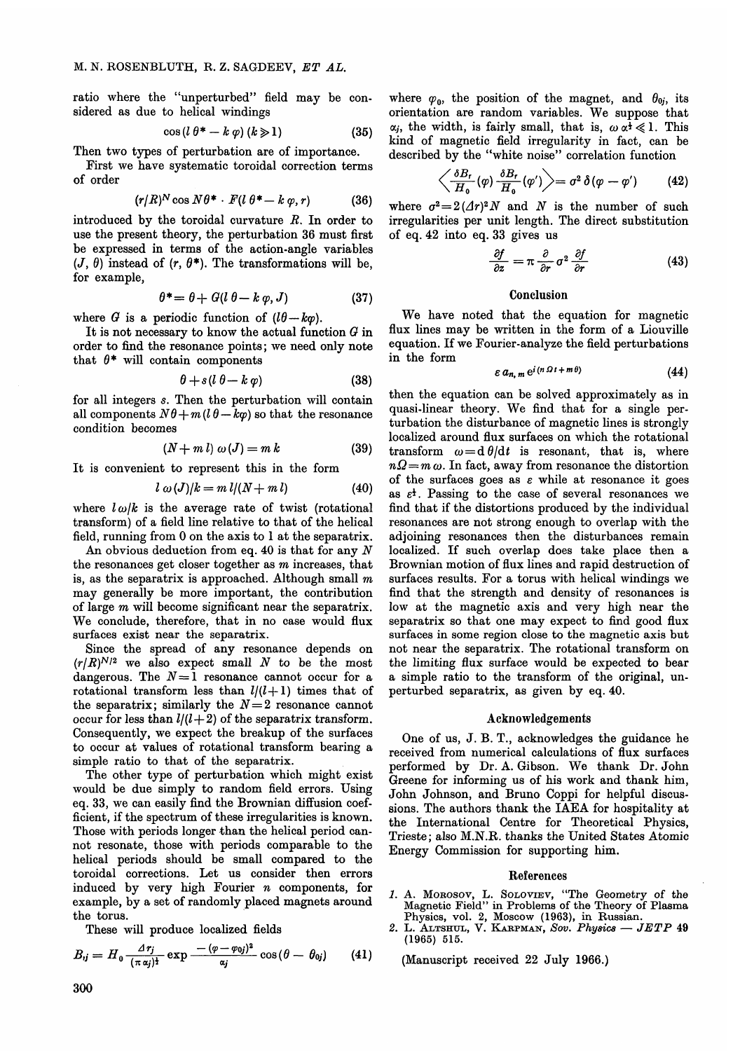ratio where the "unperturbed" field may be considered as due to helical windings

$$\cos(l\,\theta^* - k\,\varphi)\;(k \gg 1) \tag{35}$$

Then two types of perturbation are of importance.

First we have systematic toroidal correction terms of order

$$(r/R)^N \cos N\theta^* \cdot F(l\,\theta^* - k\,\varphi, r) \tag{36}$$

introduced by the toroidal curvature $R$. In order to use the present theory, the perturbation 36 must first be expressed in terms of the action-angle variables $(J, \theta)$ instead of $(r, \theta^*)$. The transformations will be, for example,

$$\theta^* = \theta + G(l\,\theta - k\,\varphi, J) \tag{37}$$

where $G$ is a periodic function of $(l\theta - k\varphi)$.

It is not necessary to know the actual function $G$ in order to find the resonance points; we need only note that $\theta^*$ will contain components

$$\theta + s(l\,\theta - k\,\varphi) \tag{38}$$

for all integers $s$. Then the perturbation will contain all components $N\theta + m(l\,\theta - k\varphi)$ so that the resonance condition becomes

$$(N + m\,l)\,\omega(J) = m\,k \tag{39}$$

It is convenient to represent this in the form

$$l\,\omega(J)/k = m\,l/(N + m\,l) \tag{40}$$

where $l\,\omega/k$ is the average rate of twist (rotational transform) of a field line relative to that of the helical field, running from 0 on the axis to 1 at the separatrix.

An obvious deduction from eq. 40 is that for any $N$ the resonances get closer together as $m$ increases, that is, as the separatrix is approached. Although small $m$ may generally be more important, the contribution of large $m$ will become significant near the separatrix. We conclude, therefore, that in no case would flux surfaces exist near the separatrix.

Since the spread of any resonance depends on $(r/R)^{N/2}$ we also expect small $N$ to be the most dangerous. The $N = 1$ resonance cannot occur for a rotational transform less than $l/(l+1)$ times that of the separatrix; similarly the $N = 2$ resonance cannot occur for less than $l/(l+2)$ of the separatrix transform. Consequently, we expect the breakup of the surfaces to occur at values of rotational transform bearing a simple ratio to that of the separatrix.

The other type of perturbation which might exist would be due simply to random field errors. Using eq. 33, we can easily find the Brownian diffusion coefficient, if the spectrum of these irregularities is known. Those with periods longer than the helical period cannot resonate, those with periods comparable to the helical periods should be small compared to the toroidal corrections. Let us consider then errors induced by very high Fourier $n$ components, for example, by a set of randomly placed magnets around the torus.

These will produce localized fields

$$B_{ij} = H_0 \frac{\Delta r_j}{(\pi\,\alpha_j)^{\frac{1}{2}}} \exp\frac{-(\varphi - \varphi_{0j})^2}{\alpha_j} \cos(\theta - \theta_{0j}) \tag{41}$$

where $\varphi_0$, the position of the magnet, and $\theta_{0j}$, its orientation are random variables. We suppose that $\alpha_j$, the width, is fairly small, that is, $\omega\,\alpha^{\frac{1}{2}} \ll 1$. This kind of magnetic field irregularity in fact, can be described by the "white noise" correlation function

$$\left\langle \frac{\delta B_r}{H_0}(\varphi)\,\frac{\delta B_r}{H_0}(\varphi') \right\rangle = \sigma^2\,\delta(\varphi - \varphi') \tag{42}$$

where $\sigma^2 = 2(\Delta r)^2 N$ and $N$ is the number of such irregularities per unit length. The direct substitution of eq. 42 into eq. 33 gives us

$$\frac{\partial f}{\partial z} = \pi\,\frac{\partial}{\partial r}\,\sigma^2\,\frac{\partial f}{\partial r} \tag{43}$$

## Conclusion

We have noted that the equation for magnetic flux lines may be written in the form of a Liouville equation. If we Fourier-analyze the field perturbations in the form

$$\varepsilon\,a_{n,m}\,e^{i(n\,\Omega\,t + m\,\theta)} \tag{44}$$

then the equation can be solved approximately as in quasi-linear theory. We find that for a single perturbation the disturbance of magnetic lines is strongly localized around flux surfaces on which the rotational transform $\omega = \mathrm{d}\,\theta/\mathrm{d}t$ is resonant, that is, where $n\Omega = m\,\omega$. In fact, away from resonance the distortion of the surfaces goes as $\varepsilon$ while at resonance it goes as $\varepsilon^{\frac{1}{2}}$. Passing to the case of several resonances we find that if the distortions produced by the individual resonances are not strong enough to overlap with the adjoining resonances then the disturbances remain localized. If such overlap does take place then a Brownian motion of flux lines and rapid destruction of surfaces results. For a torus with helical windings we find that the strength and density of resonances is low at the magnetic axis and very high near the separatrix so that one may expect to find good flux surfaces in some region close to the magnetic axis but not near the separatrix. The rotational transform on the limiting flux surface would be expected to bear a simple ratio to the transform of the original, unperturbed separatrix, as given by eq. 40.

## Acknowledgements

One of us, J. B. T., acknowledges the guidance he received from numerical calculations of flux surfaces performed by Dr. A. Gibson. We thank Dr. John Greene for informing us of his work and thank him, John Johnson, and Bruno Coppi for helpful discussions. The authors thank the IAEA for hospitality at the International Centre for Theoretical Physics, Trieste; also M.N.R. thanks the United States Atomic Energy Commission for supporting him.

## References

1. A. Morosov, L. Soloviev, "The Geometry of the Magnetic Field" in Problems of the Theory of Plasma Physics, vol. 2, Moscow (1963), in Russian.
2. L. Altshul, V. Karpman, *Sov. Physics — JETP* 49 (1965) 515.

(Manuscript received 22 July 1966.)